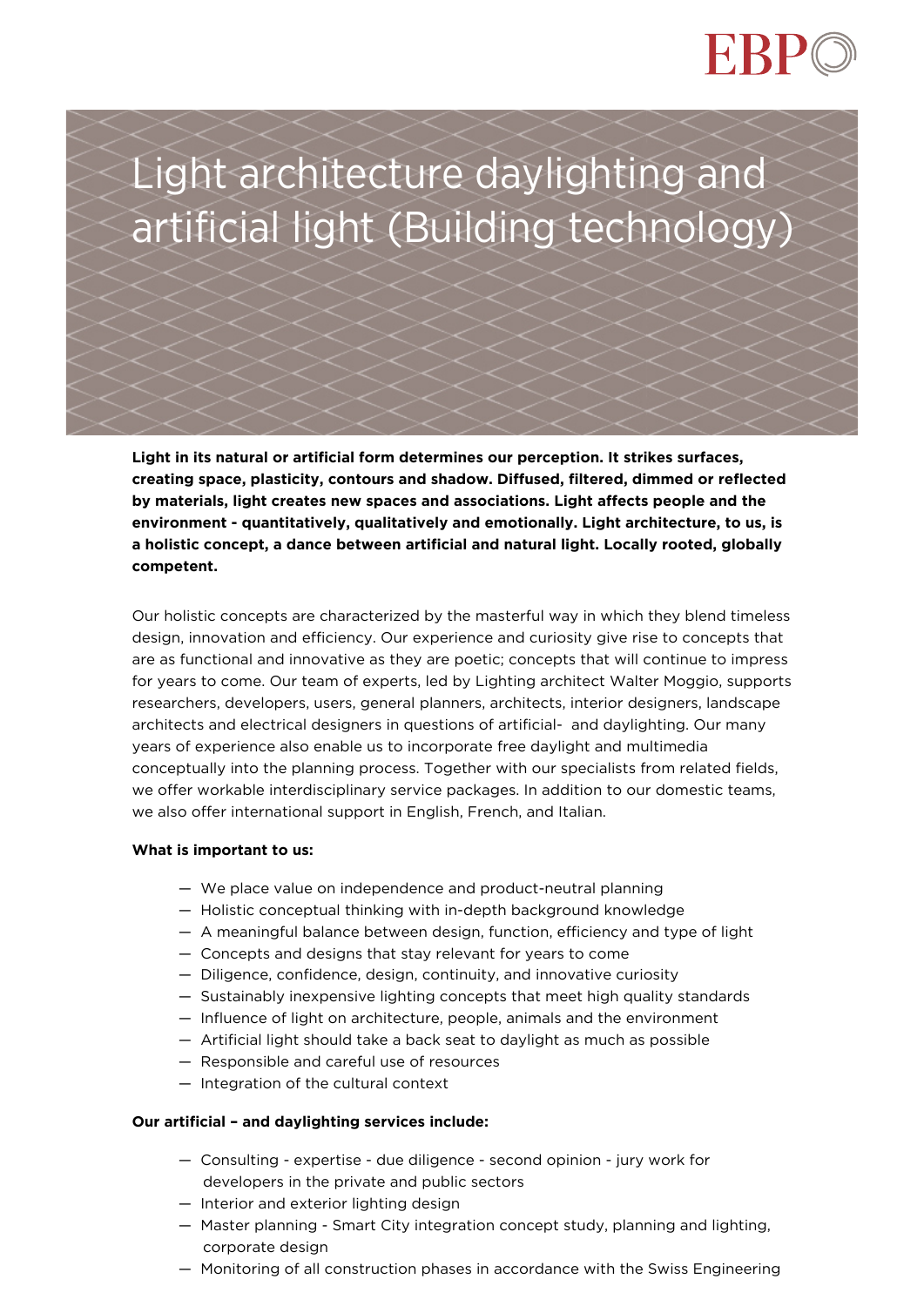# Light architecture daylighting and artificial light (Building technology)

**Light in its natural or artificial form determines our perception. It strikes surfaces, creating space, plasticity, contours and shadow. Diffused, filtered, dimmed or reflected by materials, light creates new spaces and associations. Light affects people and the environment - quantitatively, qualitatively and emotionally. Light architecture, to us, is a holistic concept, a dance between artificial and natural light. Locally rooted, globally competent.**

Our holistic concepts are characterized by the masterful way in which they blend timeless design, innovation and efficiency. Our experience and curiosity give rise to concepts that are as functional and innovative as they are poetic; concepts that will continue to impress for years to come. Our team of experts, led by Lighting architect Walter Moggio, supports researchers, developers, users, general planners, architects, interior designers, landscape architects and electrical designers in questions of artificial- and daylighting. Our many years of experience also enable us to incorporate free daylight and multimedia conceptually into the planning process. Together with our specialists from related fields, we offer workable interdisciplinary service packages. In addition to our domestic teams, we also offer international support in English, French, and Italian.

**What is important to us:**

- We place value on independence and product-neutral planning
- Holistic conceptual thinking with in-depth background knowledge
- A meaningful balance between design, function, efficiency and type of light
- Concepts and designs that stay relevant for years to come
- Diligence, confidence, design, continuity, and innovative curiosity
- Sustainably inexpensive lighting concepts that meet high quality standards
- Influence of light on architecture, people, animals and the environment
- Artificial light should take a back seat to daylight as much as possible
- Responsible and careful use of resources
- Integration of the cultural context

**Our artificial – and daylighting services include:**

- Consulting - expertise - due diligence - second opinion - jury work for developers in the private and public sectors
- Interior and exterior lighting design
- Master planning - Smart City integration concept study, planning and lighting, corporate design
- Monitoring of all construction phases in accordance with the Swiss Engineering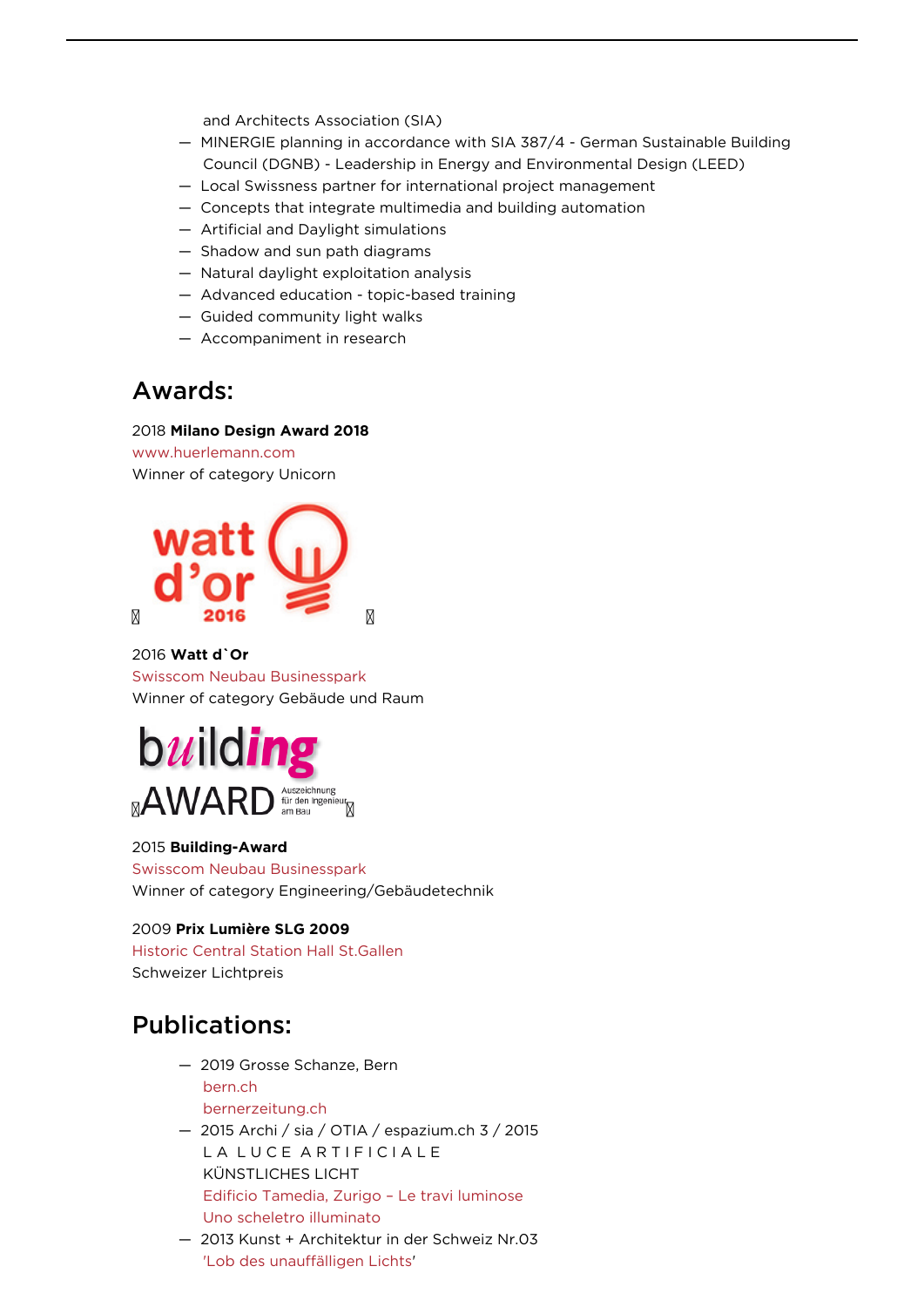and Architects Association (SIA)

- MINERGIE planning in accordance with SIA 387/4 - German Sustainable Building Council (DGNB) - Leadership in Energy and Environmental Design (LEED)
- Local Swissness partner for international project management
- Concepts that integrate multimedia and building automation
- Artificial and Daylight simulations
- Shadow and sun path diagrams
- Natural daylight exploitation analysis
- Advanced education - topic-based training
- Guided community light walks
- Accompaniment in research

## Awards:

2018 **Milano Design Award 2018**
www.huerlemann.com
Winner of category Unicorn

2016 **Watt d`Or**
Swisscom Neubau Businesspark
Winner of category Gebäude und Raum

2015 **Building-Award**
Swisscom Neubau Businesspark
Winner of category Engineering/Gebäudetechnik

2009 **Prix Lumière SLG 2009**
Historic Central Station Hall St.Gallen
Schweizer Lichtpreis

## Publications:

- 2019 Grosse Schanze, Bern
  bern.ch
  bernerzeitung.ch
- 2015 Archi / sia / OTIA / espazium.ch 3 / 2015
  L A L U C E A R T I F I C I A L E
  KÜNSTLICHES LICHT
  Edificio Tamedia, Zurigo – Le travi luminose
  Uno scheletro illuminato
- 2013 Kunst + Architektur in der Schweiz Nr.03
  'Lob des unauffälligen Lichts'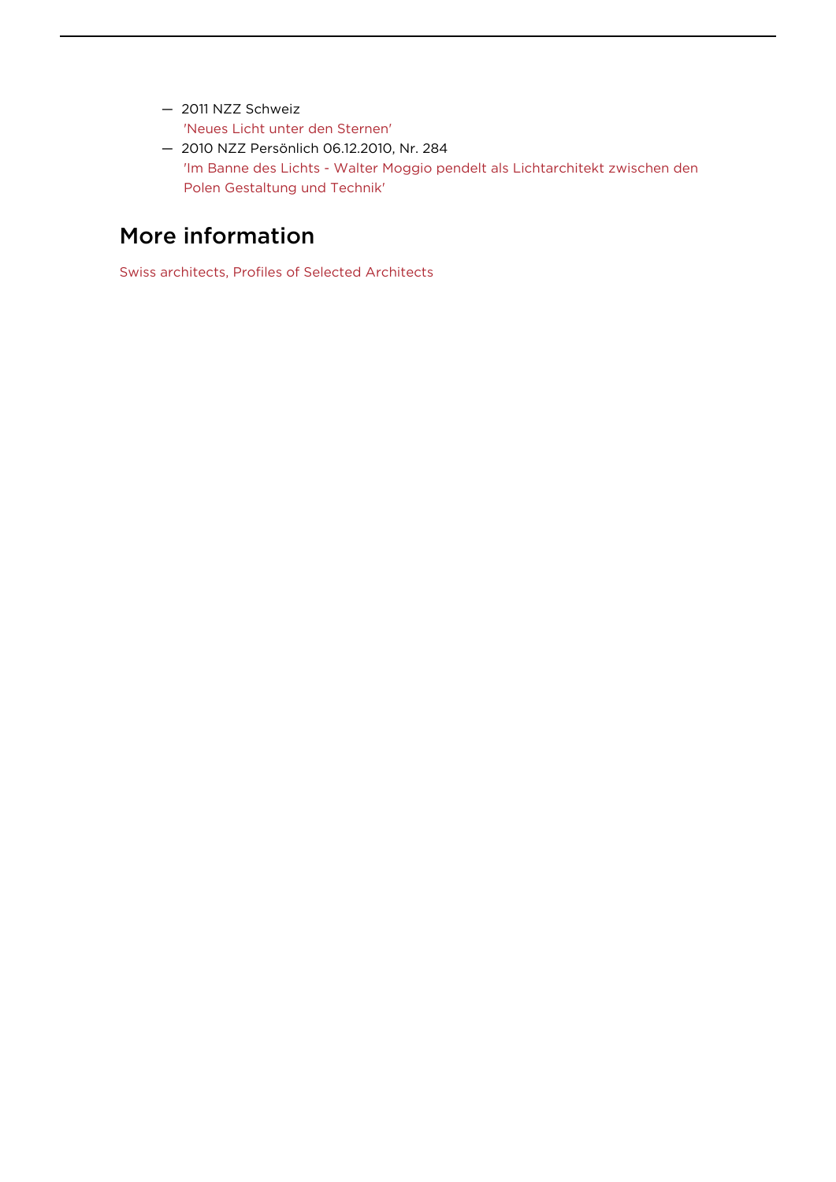- 2011 NZZ Schweiz
  'Neues Licht unter den Sternen'
- 2010 NZZ Persönlich 06.12.2010, Nr. 284
  'Im Banne des Lichts - Walter Moggio pendelt als Lichtarchitekt zwischen den Polen Gestaltung und Technik'

## More information

Swiss architects, Profiles of Selected Architects